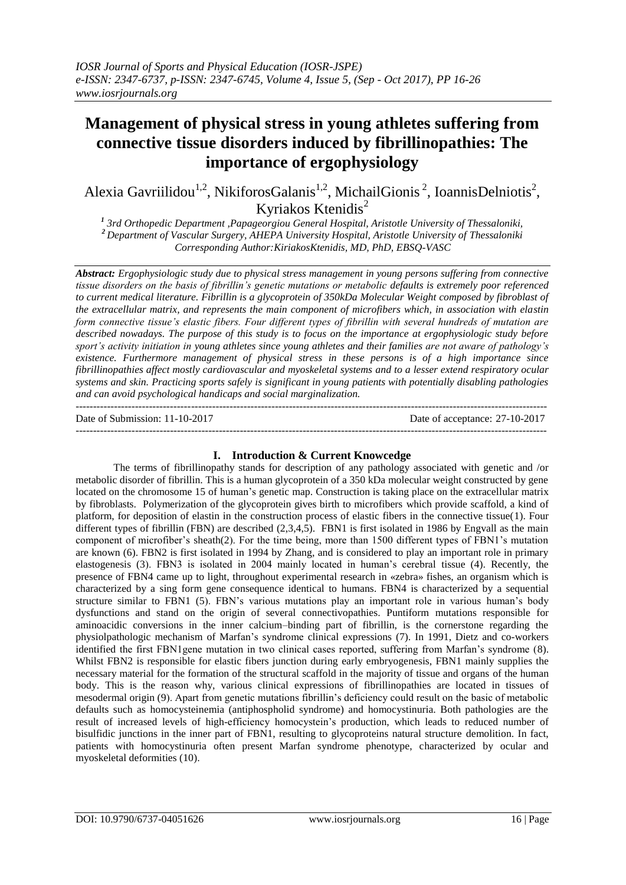*IOSR Journal of Sports and Physical Education (IOSR-JSPE)*
*e-ISSN: 2347-6737, p-ISSN: 2347-6745, Volume 4, Issue 5, (Sep - Oct 2017), PP 16-26*
*www.iosrjournals.org*

# Management of physical stress in young athletes suffering from connective tissue disorders induced by fibrillinopathies: The importance of ergophysiology

Alexia Gavriilidou[1,2], NikiforosGalanis[1,2], MichailGionis[2], IoannisDelniotis[2], Kyriakos Ktenidis[2]

[1] 3rd Orthopedic Department ,Papageorgiou General Hospital, Aristotle University of Thessaloniki,
[2] Department of Vascular Surgery, AHEPA University Hospital, Aristotle University of Thessaloniki
Corresponding Author:KiriakosKtenidis, MD, PhD, EBSQ-VASC

***Abstract:*** *Ergophysiologic study due to physical stress management in young persons suffering from connective tissue disorders on the basis of fibrillin's genetic mutations or metabolic defaults is extremely poor referenced to current medical literature. Fibrillin is a glycoprotein of 350kDa Molecular Weight composed by fibroblast of the extracellular matrix, and represents the main component of microfibers which, in association with elastin form connective tissue's elastic fibers. Four different types of fibrillin with several hundreds of mutation are described nowadays. The purpose of this study is to focus on the importance at ergophysiologic study before sport's activity initiation in young athletes since young athletes and their families are not aware of pathology's existence. Furthermore management of physical stress in these persons is of a high importance since fibrillinopathies affect mostly cardiovascular and myoskeletal systems and to a lesser extend respiratory ocular systems and skin. Practicing sports safely is significant in young patients with potentially disabling pathologies and can avoid psychological handicaps and social marginalization.*

---

Date of Submission: 11-10-2017 Date of acceptance: 27-10-2017

---

## I. Introduction & Current Knowcedge

The terms of fibrillinopathy stands for description of any pathology associated with genetic and /or metabolic disorder of fibrillin. This is a human glycoprotein of a 350 kDa molecular weight constructed by gene located on the chromosome 15 of human's genetic map. Construction is taking place on the extracellular matrix by fibroblasts. Polymerization of the glycoprotein gives birth to microfibers which provide scaffold, a kind of platform, for deposition of elastin in the construction process of elastic fibers in the connective tissue(1). Four different types of fibrillin (FBN) are described (2,3,4,5). FBN1 is first isolated in 1986 by Engvall as the main component of microfiber's sheath(2). For the time being, more than 1500 different types of FBN1's mutation are known (6). FBN2 is first isolated in 1994 by Zhang, and is considered to play an important role in primary elastogenesis (3). FBN3 is isolated in 2004 mainly located in human's cerebral tissue (4). Recently, the presence of FBN4 came up to light, throughout experimental research in «zebra» fishes, an organism which is characterized by a sing form gene consequence identical to humans. FBN4 is characterized by a sequential structure similar to FBN1 (5). FBN's various mutations play an important role in various human's body dysfunctions and stand on the origin of several connectivopathies. Puntiform mutations responsible for aminoacidic conversions in the inner calcium–binding part of fibrillin, is the cornerstone regarding the physiolpathologic mechanism of Marfan's syndrome clinical expressions (7). In 1991, Dietz and co-workers identified the first FBN1gene mutation in two clinical cases reported, suffering from Marfan's syndrome (8). Whilst FBN2 is responsible for elastic fibers junction during early embryogenesis, FBN1 mainly supplies the necessary material for the formation of the structural scaffold in the majority of tissue and organs of the human body. This is the reason why, various clinical expressions of fibrillinopathies are located in tissues of mesodermal origin (9). Apart from genetic mutations fibrillin's deficiency could result on the basic of metabolic defaults such as homocysteinemia (antiphospholid syndrome) and homocystinuria. Both pathologies are the result of increased levels of high-efficiency homocystein's production, which leads to reduced number of bisulfidic junctions in the inner part of FBN1, resulting to glycoproteins natural structure demolition. In fact, patients with homocystinuria often present Marfan syndrome phenotype, characterized by ocular and myoskeletal deformities (10).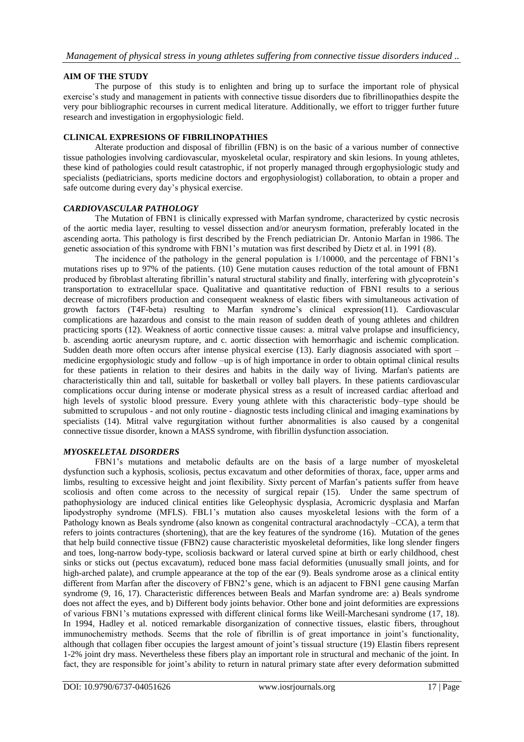## AIM OF THE STUDY

The purpose of this study is to enlighten and bring up to surface the important role of physical exercise's study and management in patients with connective tissue disorders due to fibrillinopathies despite the very pour bibliographic recourses in current medical literature. Additionally, we effort to trigger further future research and investigation in ergophysiologic field.

## CLINICAL EXPRESIONS OF FIBRILINOPATHIES

Alterate production and disposal of fibrillin (FBN) is on the basic of a various number of connective tissue pathologies involving cardiovascular, myoskeletal ocular, respiratory and skin lesions. In young athletes, these kind of pathologies could result catastrophic, if not properly managed through ergophysiologic study and specialists (pediatricians, sports medicine doctors and ergophysiologist) collaboration, to obtain a proper and safe outcome during every day's physical exercise.

### *CARDIOVASCULAR PATHOLOGY*

The Mutation of FBN1 is clinically expressed with Marfan syndrome, characterized by cystic necrosis of the aortic media layer, resulting to vessel dissection and/or aneurysm formation, preferably located in the ascending aorta. This pathology is first described by the French pediatrician Dr. Antonio Marfan in 1986. The genetic association of this syndrome with FBN1's mutation was first described by Dietz et al. in 1991 (8).

The incidence of the pathology in the general population is 1/10000, and the percentage of FBN1's mutations rises up to 97% of the patients. (10) Gene mutation causes reduction of the total amount of FBN1 produced by fibroblast alterating fibrillin's natural structural stability and finally, interfering with glycoprotein's transportation to extracellular space. Qualitative and quantitative reduction of FBN1 results to a serious decrease of microfibers production and consequent weakness of elastic fibers with simultaneous activation of growth factors (T4F-beta) resulting to Marfan syndrome's clinical expression(11). Cardiovascular complications are hazardous and consist to the main reason of sudden death of young athletes and children practicing sports (12). Weakness of aortic connective tissue causes: a. mitral valve prolapse and insufficiency, b. ascending aortic aneurysm rupture, and c. aortic dissection with hemorrhagic and ischemic complication. Sudden death more often occurs after intense physical exercise (13). Early diagnosis associated with sport – medicine ergophysiologic study and follow –up is of high importance in order to obtain optimal clinical results for these patients in relation to their desires and habits in the daily way of living. Marfan's patients are characteristically thin and tall, suitable for basketball or volley ball players. In these patients cardiovascular complications occur during intense or moderate physical stress as a result of increased cardiac afterload and high levels of systolic blood pressure. Every young athlete with this characteristic body–type should be submitted to scrupulous - and not only routine - diagnostic tests including clinical and imaging examinations by specialists (14). Mitral valve regurgitation without further abnormalities is also caused by a congenital connective tissue disorder, known a MASS syndrome, with fibrillin dysfunction association.

### *MYOSKELETAL DISORDERS*

FBN1's mutations and metabolic defaults are on the basis of a large number of myoskeletal dysfunction such a kyphosis, scoliosis, pectus excavatum and other deformities of thorax, face, upper arms and limbs, resulting to excessive height and joint flexibility. Sixty percent of Marfan's patients suffer from heave scoliosis and often come across to the necessity of surgical repair (15). Under the same spectrum of pathophysiology are induced clinical entities like Geleophysic dysplasia, Acromicric dysplasia and Marfan lipodystrophy syndrome (MFLS). FBL1's mutation also causes myoskeletal lesions with the form of a Pathology known as Beals syndrome (also known as congenital contractural arachnodactyly –CCA), a term that refers to joints contractures (shortening), that are the key features of the syndrome (16). Mutation of the genes that help build connective tissue (FBN2) cause characteristic myoskeletal deformities, like long slender fingers and toes, long-narrow body-type, scoliosis backward or lateral curved spine at birth or early childhood, chest sinks or sticks out (pectus excavatum), reduced bone mass facial deformities (unusually small joints, and for high-arched palate), and crumple appearance at the top of the ear (9). Beals syndrome arose as a clinical entity different from Marfan after the discovery of FBN2's gene, which is an adjacent to FBN1 gene causing Marfan syndrome (9, 16, 17). Characteristic differences between Beals and Marfan syndrome are: a) Beals syndrome does not affect the eyes, and b) Different body joints behavior. Other bone and joint deformities are expressions of various FBN1's mutations expressed with different clinical forms like Weill-Marchesani syndrome (17, 18). In 1994, Hadley et al. noticed remarkable disorganization of connective tissues, elastic fibers, throughout immunochemistry methods. Seems that the role of fibrillin is of great importance in joint's functionality, although that collagen fiber occupies the largest amount of joint's tissual structure (19) Elastin fibers represent 1-2% joint dry mass. Nevertheless these fibers play an important role in structural and mechanic of the joint. In fact, they are responsible for joint's ability to return in natural primary state after every deformation submitted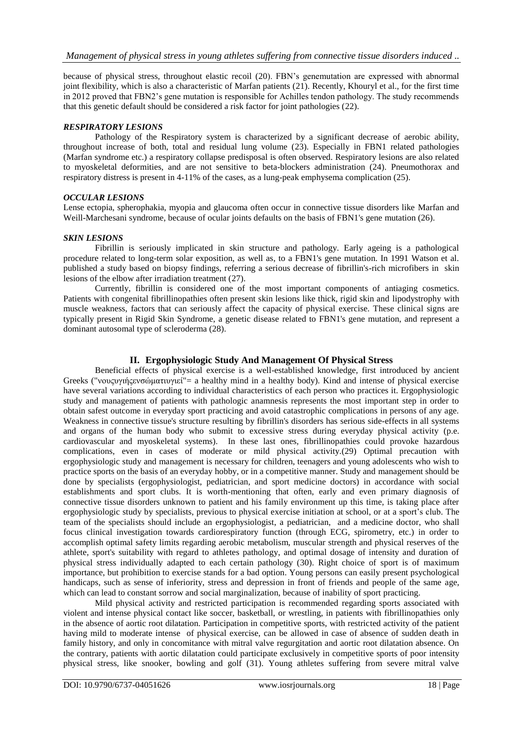because of physical stress, throughout elastic recoil (20). FBN's genemutation are expressed with abnormal joint flexibility, which is also a characteristic of Marfan patients (21). Recently, Khouryl et al., for the first time in 2012 proved that FBN2's gene mutation is responsible for Achilles tendon pathology. The study recommends that this genetic default should be considered a risk factor for joint pathologies (22).

### *RESPIRATORY LESIONS*

Pathology of the Respiratory system is characterized by a significant decrease of aerobic ability, throughout increase of both, total and residual lung volume (23). Especially in FBN1 related pathologies (Marfan syndrome etc.) a respiratory collapse predisposal is often observed. Respiratory lesions are also related to myoskeletal deformities, and are not sensitive to beta-blockers administration (24). Pneumothorax and respiratory distress is present in 4-11% of the cases, as a lung-peak emphysema complication (25).

### *OCCULAR LESIONS*

Lense ectopia, spherophakia, myopia and glaucoma often occur in connective tissue disorders like Marfan and Weill-Marchesani syndrome, because of ocular joints defaults on the basis of FBN1's gene mutation (26).

### *SKIN LESIONS*

Fibrillin is seriously implicated in skin structure and pathology. Early ageing is a pathological procedure related to long-term solar exposition, as well as, to a FBN1's gene mutation. In 1991 Watson et al. published a study based on biopsy findings, referring a serious decrease of fibrillin's-rich microfibers in skin lesions of the elbow after irradiation treatment (27).

Currently, fibrillin is considered one of the most important components of antiaging cosmetics. Patients with congenital fibrillinopathies often present skin lesions like thick, rigid skin and lipodystrophy with muscle weakness, factors that can seriously affect the capacity of physical exercise. These clinical signs are typically present in Rigid Skin Syndrome, a genetic disease related to FBN1's gene mutation, and represent a dominant autosomal type of scleroderma (28).

## II. Ergophysiologic Study And Management Of Physical Stress

Beneficial effects of physical exercise is a well-established knowledge, first introduced by ancient Greeks ("νουςυγιήςενσώματιυγιεί"= a healthy mind in a healthy body). Kind and intense of physical exercise have several variations according to individual characteristics of each person who practices it. Ergophysiologic study and management of patients with pathologic anamnesis represents the most important step in order to obtain safest outcome in everyday sport practicing and avoid catastrophic complications in persons of any age. Weakness in connective tissue's structure resulting by fibrillin's disorders has serious side-effects in all systems and organs of the human body who submit to excessive stress during everyday physical activity (p.e. cardiovascular and myoskeletal systems). In these last ones, fibrillinopathies could provoke hazardous complications, even in cases of moderate or mild physical activity.(29) Optimal precaution with ergophysiologic study and management is necessary for children, teenagers and young adolescents who wish to practice sports on the basis of an everyday hobby, or in a competitive manner. Study and management should be done by specialists (ergophysiologist, pediatrician, and sport medicine doctors) in accordance with social establishments and sport clubs. It is worth-mentioning that often, early and even primary diagnosis of connective tissue disorders unknown to patient and his family environment up this time, is taking place after ergophysiologic study by specialists, previous to physical exercise initiation at school, or at a sport's club. The team of the specialists should include an ergophysiologist, a pediatrician, and a medicine doctor, who shall focus clinical investigation towards cardiorespiratory function (through ECG, spirometry, etc.) in order to accomplish optimal safety limits regarding aerobic metabolism, muscular strength and physical reserves of the athlete, sport's suitability with regard to athletes pathology, and optimal dosage of intensity and duration of physical stress individually adapted to each certain pathology (30). Right choice of sport is of maximum importance, but prohibition to exercise stands for a bad option. Young persons can easily present psychological handicaps, such as sense of inferiority, stress and depression in front of friends and people of the same age, which can lead to constant sorrow and social marginalization, because of inability of sport practicing.

Mild physical activity and restricted participation is recommended regarding sports associated with violent and intense physical contact like soccer, basketball, or wrestling, in patients with fibrillinopathies only in the absence of aortic root dilatation. Participation in competitive sports, with restricted activity of the patient having mild to moderate intense of physical exercise, can be allowed in case of absence of sudden death in family history, and only in concomitance with mitral valve regurgitation and aortic root dilatation absence. On the contrary, patients with aortic dilatation could participate exclusively in competitive sports of poor intensity physical stress, like snooker, bowling and golf (31). Young athletes suffering from severe mitral valve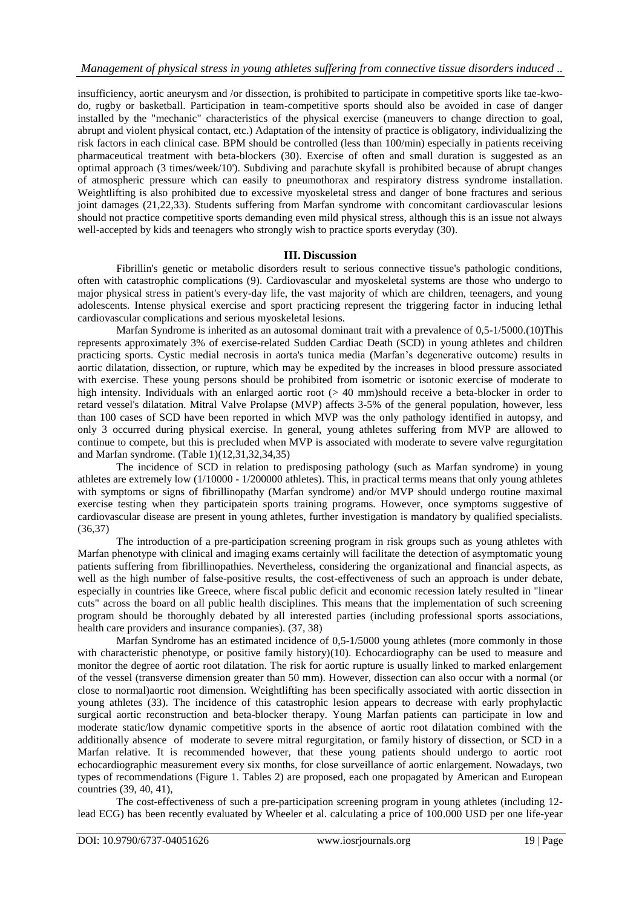insufficiency, aortic aneurysm and /or dissection, is prohibited to participate in competitive sports like tae-kwo-do, rugby or basketball. Participation in team-competitive sports should also be avoided in case of danger installed by the "mechanic" characteristics of the physical exercise (maneuvers to change direction to goal, abrupt and violent physical contact, etc.) Adaptation of the intensity of practice is obligatory, individualizing the risk factors in each clinical case. BPM should be controlled (less than 100/min) especially in patients receiving pharmaceutical treatment with beta-blockers (30). Exercise of often and small duration is suggested as an optimal approach (3 times/week/10'). Subdiving and parachute skyfall is prohibited because of abrupt changes of atmospheric pressure which can easily to pneumothorax and respiratory distress syndrome installation. Weightlifting is also prohibited due to excessive myoskeletal stress and danger of bone fractures and serious joint damages (21,22,33). Students suffering from Marfan syndrome with concomitant cardiovascular lesions should not practice competitive sports demanding even mild physical stress, although this is an issue not always well-accepted by kids and teenagers who strongly wish to practice sports everyday (30).

## III. Discussion

Fibrillin's genetic or metabolic disorders result to serious connective tissue's pathologic conditions, often with catastrophic complications (9). Cardiovascular and myoskeletal systems are those who undergo to major physical stress in patient's every-day life, the vast majority of which are children, teenagers, and young adolescents. Intense physical exercise and sport practicing represent the triggering factor in inducing lethal cardiovascular complications and serious myoskeletal lesions.

Marfan Syndrome is inherited as an autosomal dominant trait with a prevalence of 0,5-1/5000.(10)This represents approximately 3% of exercise-related Sudden Cardiac Death (SCD) in young athletes and children practicing sports. Cystic medial necrosis in aorta's tunica media (Marfan's degenerative outcome) results in aortic dilatation, dissection, or rupture, which may be expedited by the increases in blood pressure associated with exercise. These young persons should be prohibited from isometric or isotonic exercise of moderate to high intensity. Individuals with an enlarged aortic root (> 40 mm)should receive a beta-blocker in order to retard vessel's dilatation. Mitral Valve Prolapse (MVP) affects 3-5% of the general population, however, less than 100 cases of SCD have been reported in which MVP was the only pathology identified in autopsy, and only 3 occurred during physical exercise. In general, young athletes suffering from MVP are allowed to continue to compete, but this is precluded when MVP is associated with moderate to severe valve regurgitation and Marfan syndrome. (Table 1)(12,31,32,34,35)

The incidence of SCD in relation to predisposing pathology (such as Marfan syndrome) in young athletes are extremely low (1/10000 - 1/200000 athletes). This, in practical terms means that only young athletes with symptoms or signs of fibrillinopathy (Marfan syndrome) and/or MVP should undergo routine maximal exercise testing when they participatein sports training programs. However, once symptoms suggestive of cardiovascular disease are present in young athletes, further investigation is mandatory by qualified specialists. (36,37)

The introduction of a pre-participation screening program in risk groups such as young athletes with Marfan phenotype with clinical and imaging exams certainly will facilitate the detection of asymptomatic young patients suffering from fibrillinopathies. Nevertheless, considering the organizational and financial aspects, as well as the high number of false-positive results, the cost-effectiveness of such an approach is under debate, especially in countries like Greece, where fiscal public deficit and economic recession lately resulted in "linear cuts" across the board on all public health disciplines. This means that the implementation of such screening program should be thoroughly debated by all interested parties (including professional sports associations, health care providers and insurance companies). (37, 38)

Marfan Syndrome has an estimated incidence of 0,5-1/5000 young athletes (more commonly in those with characteristic phenotype, or positive family history)(10). Echocardiography can be used to measure and monitor the degree of aortic root dilatation. The risk for aortic rupture is usually linked to marked enlargement of the vessel (transverse dimension greater than 50 mm). However, dissection can also occur with a normal (or close to normal)aortic root dimension. Weightlifting has been specifically associated with aortic dissection in young athletes (33). The incidence of this catastrophic lesion appears to decrease with early prophylactic surgical aortic reconstruction and beta-blocker therapy. Young Marfan patients can participate in low and moderate static/low dynamic competitive sports in the absence of aortic root dilatation combined with the additionally absence of moderate to severe mitral regurgitation, or family history of dissection, or SCD in a Marfan relative. It is recommended however, that these young patients should undergo to aortic root echocardiographic measurement every six months, for close surveillance of aortic enlargement. Nowadays, two types of recommendations (Figure 1. Tables 2) are proposed, each one propagated by American and European countries (39, 40, 41),

The cost-effectiveness of such a pre-participation screening program in young athletes (including 12-lead ECG) has been recently evaluated by Wheeler et al. calculating a price of 100.000 USD per one life-year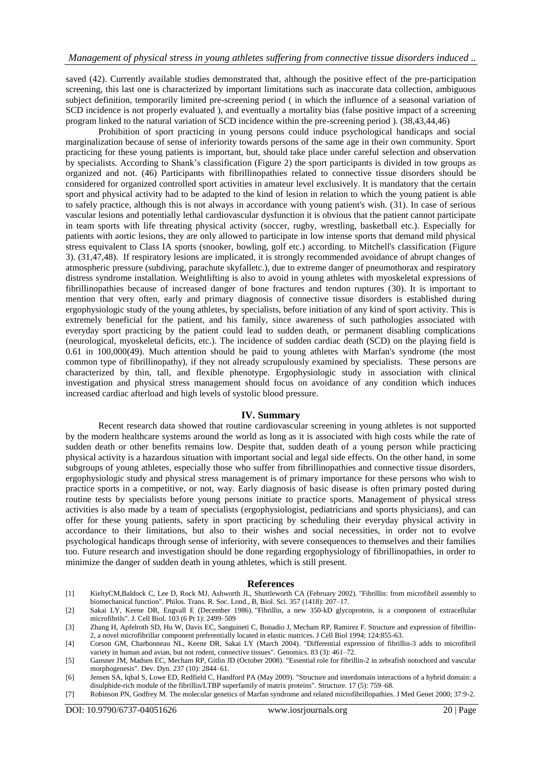saved (42). Currently available studies demonstrated that, although the positive effect of the pre-participation screening, this last one is characterized by important limitations such as inaccurate data collection, ambiguous subject definition, temporarily limited pre-screening period ( in which the influence of a seasonal variation of SCD incidence is not properly evaluated ), and eventually a mortality bias (false positive impact of a screening program linked to the natural variation of SCD incidence within the pre-screening period ). (38,43,44,46)

Prohibition of sport practicing in young persons could induce psychological handicaps and social marginalization because of sense of inferiority towards persons of the same age in their own community. Sport practicing for these young patients is important, but, should take place under careful selection and observation by specialists. According to Shank's classification (Figure 2) the sport participants is divided in tow groups as organized and not. (46) Participants with fibrillinopathies related to connective tissue disorders should be considered for organized controlled sport activities in amateur level exclusively. It is mandatory that the certain sport and physical activity had to be adapted to the kind of lesion in relation to which the young patient is able to safely practice, although this is not always in accordance with young patient's wish. (31). In case of serious vascular lesions and potentially lethal cardiovascular dysfunction it is obvious that the patient cannot participate in team sports with life threating physical activity (soccer, rugby, wrestling, basketball etc.). Especially for patients with aortic lesions, they are only allowed to participate in low intense sports that demand mild physical stress equivalent to Class IA sports (snooker, bowling, golf etc.) according. to Mitchell's classification (Figure 3). (31,47,48). If respiratory lesions are implicated, it is strongly recommended avoidance of abrupt changes of atmospheric pressure (subdiving, parachute skyfalletc.), due to extreme danger of pneumothorax and respiratory distress syndrome installation. Weightlifting is also to avoid in young athletes with myoskeletal expressions of fibrillinopathies because of increased danger of bone fractures and tendon ruptures (30). It is important to mention that very often, early and primary diagnosis of connective tissue disorders is established during ergophysiologic study of the young athletes, by specialists, before initiation of any kind of sport activity. This is extremely beneficial for the patient, and his family, since awareness of such pathologies associated with everyday sport practicing by the patient could lead to sudden death, or permanent disabling complications (neurological, myoskeletal deficits, etc.). The incidence of sudden cardiac death (SCD) on the playing field is 0.61 in 100,000(49). Much attention should be paid to young athletes with Marfan's syndrome (the most common type of fibrillinopathy), if they not already scrupulously examined by specialists. These persons are characterized by thin, tall, and flexible phenotype. Ergophysiologic study in association with clinical investigation and physical stress management should focus on avoidance of any condition which induces increased cardiac afterload and high levels of systolic blood pressure.

## IV. Summary

Recent research data showed that routine cardiovascular screening in young athletes is not supported by the modern healthcare systems around the world as long as it is associated with high costs while the rate of sudden death or other benefits remains low. Despite that, sudden death of a young person while practicing physical activity is a hazardous situation with important social and legal side effects. On the other hand, in some subgroups of young athletes, especially those who suffer from fibrillinopathies and connective tissue disorders, ergophysiologic study and physical stress management is of primary importance for these persons who wish to practice sports in a competitive, or not, way. Early diagnosis of basic disease is often primary posted during routine tests by specialists before young persons initiate to practice sports. Management of physical stress activities is also made by a team of specialists (ergophysiologist, pediatricians and sports physicians), and can offer for these young patients, safety in sport practicing by scheduling their everyday physical activity in accordance to their limitations, but also to their wishes and social necessities, in order not to evolve psychological handicaps through sense of inferiority, with severe consequences to themselves and their families too. Future research and investigation should be done regarding ergophysiology of fibrillinopathies, in order to minimize the danger of sudden death in young athletes, which is still present.

## References

[1] KieltyCM,Baldock C, Lee D, Rock MJ, Ashworth JL, Shuttleworth CA (February 2002). "Fibrillin: from microfibril assembly to biomechanical function". Philos. Trans. R. Soc. Lond., B, Biol. Sci. 357 (1418): 207–17.

[2] Sakai LY, Keene DR, Engvall E (December 1986). "Fibrillin, a new 350-kD glycoprotein, is a component of extracellular microfibrils". J. Cell Biol. 103 (6 Pt 1): 2499–509

[3] Zhang H, Apfelroth SD, Hu W, Davis EC, Sanguineti C, Bonadio J, Mecham RP, Ramirez F. Structure and expression of fibrillin-2, a novel microfibrillar component preferentially located in elastic matrices. J Cell Biol 1994; 124:855-63.

[4] Corson GM, Charbonneau NL, Keene DR, Sakai LY (March 2004). "Differential expression of fibrillin-3 adds to microfibril variety in human and avian, but not rodent, connective tissues". Genomics. 83 (3): 461–72.

[5] Gansner JM, Madsen EC, Mecham RP, Gitlin JD (October 2008). "Essential role for fibrillin-2 in zebrafish notochord and vascular morphogenesis". Dev. Dyn. 237 (10): 2844–61.

[6] Jensen SA, Iqbal S, Lowe ED, Redfield C, Handford PA (May 2009). "Structure and interdomain interactions of a hybrid domain: a disulphide-rich module of the fibrillin/LTBP superfamily of matrix proteins". Structure. 17 (5): 759–68.

[7] Robinson PN, Godfrey M. The molecular genetics of Marfan syndrome and related microfibrillopathies. J Med Genet 2000; 37:9-2.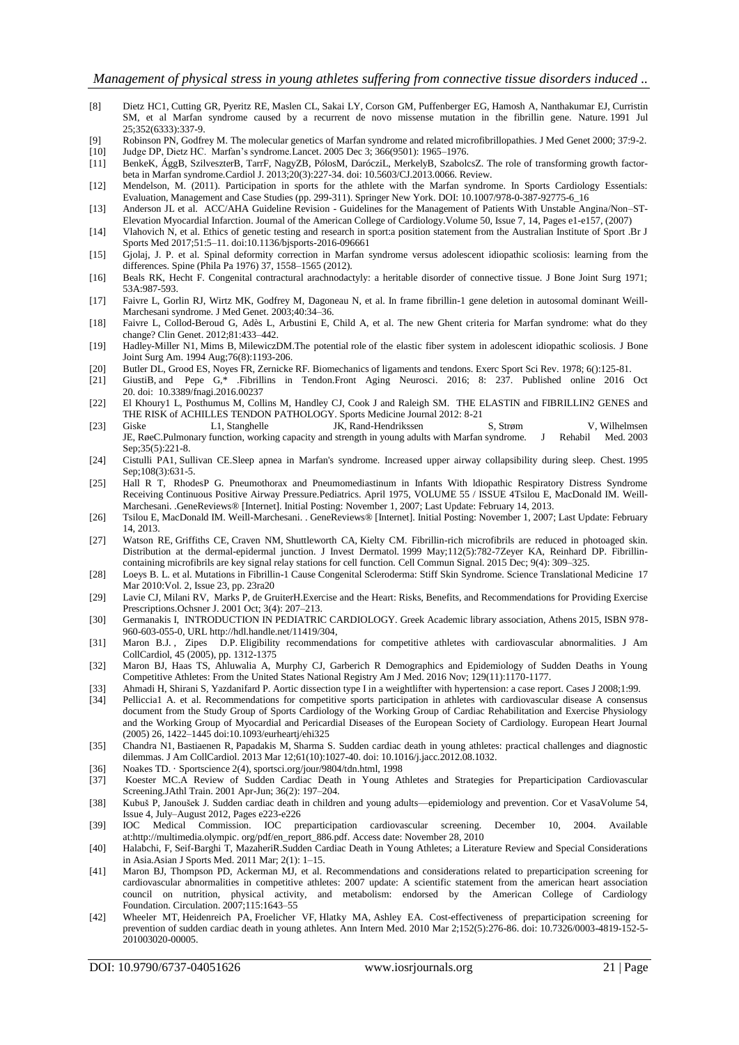[8] Dietz HC1, Cutting GR, Pyeritz RE, Maslen CL, Sakai LY, Corson GM, Puffenberger EG, Hamosh A, Nanthakumar EJ, Curristin SM, et al Marfan syndrome caused by a recurrent de novo missense mutation in the fibrillin gene. Nature. 1991 Jul 25;352(6333):337-9.

[9] Robinson PN, Godfrey M. The molecular genetics of Marfan syndrome and related microfibrillopathies. J Med Genet 2000; 37:9-2.

[10] Judge DP, Dietz HC. Marfan's syndrome.Lancet. 2005 Dec 3; 366(9501): 1965–1976.

[11] BenkeK, ÁggB, SzilveszterB, TarrF, NagyZB, PólosM, DarócziL, MerkelyB, SzabolcsZ. The role of transforming growth factor-beta in Marfan syndrome.Cardiol J. 2013;20(3):227-34. doi: 10.5603/CJ.2013.0066. Review.

[12] Mendelson, M. (2011). Participation in sports for the athlete with the Marfan syndrome. In Sports Cardiology Essentials: Evaluation, Management and Case Studies (pp. 299-311). Springer New York. DOI: 10.1007/978-0-387-92775-6_16

[13] Anderson JL et al. ACC/AHA Guideline Revision - Guidelines for the Management of Patients With Unstable Angina/Non–ST-Elevation Myocardial Infarction. Journal of the American College of Cardiology.Volume 50, Issue 7, 14, Pages e1-e157, (2007)

[14] Vlahovich N, et al. Ethics of genetic testing and research in sport:a position statement from the Australian Institute of Sport .Br J Sports Med 2017;51:5–11. doi:10.1136/bjsports-2016-096661

[15] Gjolaj, J. P. et al. Spinal deformity correction in Marfan syndrome versus adolescent idiopathic scoliosis: learning from the differences. Spine (Phila Pa 1976) 37, 1558–1565 (2012).

[16] Beals RK, Hecht F. Congenital contractural arachnodactyly: a heritable disorder of connective tissue. J Bone Joint Surg 1971; 53A:987-593.

[17] Faivre L, Gorlin RJ, Wirtz MK, Godfrey M, Dagoneau N, et al. In frame fibrillin-1 gene deletion in autosomal dominant Weill-Marchesani syndrome. J Med Genet. 2003;40:34–36.

[18] Faivre L, Collod-Beroud G, Adès L, Arbustini E, Child A, et al. The new Ghent criteria for Marfan syndrome: what do they change? Clin Genet. 2012;81:433–442.

[19] Hadley-Miller N1, Mims B, MilewiczDM.The potential role of the elastic fiber system in adolescent idiopathic scoliosis. J Bone Joint Surg Am. 1994 Aug;76(8):1193-206.

[20] Butler DL, Grood ES, Noyes FR, Zernicke RF. Biomechanics of ligaments and tendons. Exerc Sport Sci Rev. 1978; 6():125-81.

[21] GiustiB, and Pepe G,* .Fibrillins in Tendon.Front Aging Neurosci. 2016; 8: 237. Published online 2016 Oct 20. doi: 10.3389/fnagi.2016.00237

[22] El Khoury1 L, Posthumus M, Collins M, Handley CJ, Cook J and Raleigh SM. THE ELASTIN and FIBRILLIN2 GENES and THE RISK of ACHILLES TENDON PATHOLOGY. Sports Medicine Journal 2012: 8-21

[23] Giske L1, Stanghelle JK, Rand-Hendrikssen S, Strøm V, Wilhelmsen JE, RøeC.Pulmonary function, working capacity and strength in young adults with Marfan syndrome. J Rehabil Med. 2003 Sep;35(5):221-8.

[24] Cistulli PA1, Sullivan CE.Sleep apnea in Marfan's syndrome. Increased upper airway collapsibility during sleep. Chest. 1995 Sep;108(3):631-5.

[25] Hall R T, RhodesP G. Pneumothorax and Pneumomediastinum in Infants With ldiopathic Respiratory Distress Syndrome Receiving Continuous Positive Airway Pressure.Pediatrics. April 1975, VOLUME 55 / ISSUE 4Tsilou E, MacDonald IM. Weill-Marchesani. .GeneReviews® [Internet]. Initial Posting: November 1, 2007; Last Update: February 14, 2013.

[26] Tsilou E, MacDonald IM. Weill-Marchesani. . GeneReviews® [Internet]. Initial Posting: November 1, 2007; Last Update: February 14, 2013.

[27] Watson RE, Griffiths CE, Craven NM, Shuttleworth CA, Kielty CM. Fibrillin-rich microfibrils are reduced in photoaged skin. Distribution at the dermal-epidermal junction. J Invest Dermatol. 1999 May;112(5):782-7Zeyer KA, Reinhard DP. Fibrillin-containing microfibrils are key signal relay stations for cell function. Cell Commun Signal. 2015 Dec; 9(4): 309–325.

[28] Loeys B. L. et al. Mutations in Fibrillin-1 Cause Congenital Scleroderma: Stiff Skin Syndrome. Science Translational Medicine 17 Mar 2010:Vol. 2, Issue 23, pp. 23ra20

[29] Lavie CJ, Milani RV, Marks P, de GruiterH.Exercise and the Heart: Risks, Benefits, and Recommendations for Providing Exercise Prescriptions.Ochsner J. 2001 Oct; 3(4): 207–213.

[30] Germanakis I, INTRODUCTION IN PEDIATRIC CARDIOLOGY. Greek Academic library association, Athens 2015, ISBN 978-960-603-055-0, URL http://hdl.handle.net/11419/304,

[31] Maron B.J. , Zipes D.P. Eligibility recommendations for competitive athletes with cardiovascular abnormalities. J Am CollCardiol, 45 (2005), pp. 1312-1375

[32] Maron BJ, Haas TS, Ahluwalia A, Murphy CJ, Garberich R Demographics and Epidemiology of Sudden Deaths in Young Competitive Athletes: From the United States National Registry Am J Med. 2016 Nov; 129(11):1170-1177.

[33] Ahmadi H, Shirani S, Yazdanifard P. Aortic dissection type I in a weightlifter with hypertension: a case report. Cases J 2008;1:99.

[34] Pelliccia1 A. et al. Recommendations for competitive sports participation in athletes with cardiovascular disease A consensus document from the Study Group of Sports Cardiology of the Working Group of Cardiac Rehabilitation and Exercise Physiology and the Working Group of Myocardial and Pericardial Diseases of the European Society of Cardiology. European Heart Journal (2005) 26, 1422–1445 doi:10.1093/eurheartj/ehi325

[35] Chandra N1, Bastiaenen R, Papadakis M, Sharma S. Sudden cardiac death in young athletes: practical challenges and diagnostic dilemmas. J Am CollCardiol. 2013 Mar 12;61(10):1027-40. doi: 10.1016/j.jacc.2012.08.1032.

[36] Noakes TD. · Sportscience 2(4), sportsci.org/jour/9804/tdn.html, 1998

[37] Koester MC.A Review of Sudden Cardiac Death in Young Athletes and Strategies for Preparticipation Cardiovascular Screening.JAthl Train. 2001 Apr-Jun; 36(2): 197–204.

[38] Kubuš P, Janoušek J. Sudden cardiac death in children and young adults—epidemiology and prevention. Cor et VasaVolume 54, Issue 4, July–August 2012, Pages e223-e226

[39] IOC Medical Commission. IOC preparticipation cardiovascular screening. December 10, 2004. Available at:http://multimedia.olympic. org/pdf/en_report_886.pdf. Access date: November 28, 2010

[40] Halabchi, F, Seif-Barghi T, MazaheriR.Sudden Cardiac Death in Young Athletes; a Literature Review and Special Considerations in Asia.Asian J Sports Med. 2011 Mar; 2(1): 1–15.

[41] Maron BJ, Thompson PD, Ackerman MJ, et al. Recommendations and considerations related to preparticipation screening for cardiovascular abnormalities in competitive athletes: 2007 update: A scientific statement from the american heart association council on nutrition, physical activity, and metabolism: endorsed by the American College of Cardiology Foundation. Circulation. 2007;115:1643–55

[42] Wheeler MT, Heidenreich PA, Froelicher VF, Hlatky MA, Ashley EA. Cost-effectiveness of preparticipation screening for prevention of sudden cardiac death in young athletes. Ann Intern Med. 2010 Mar 2;152(5):276-86. doi: 10.7326/0003-4819-152-5-201003020-00005.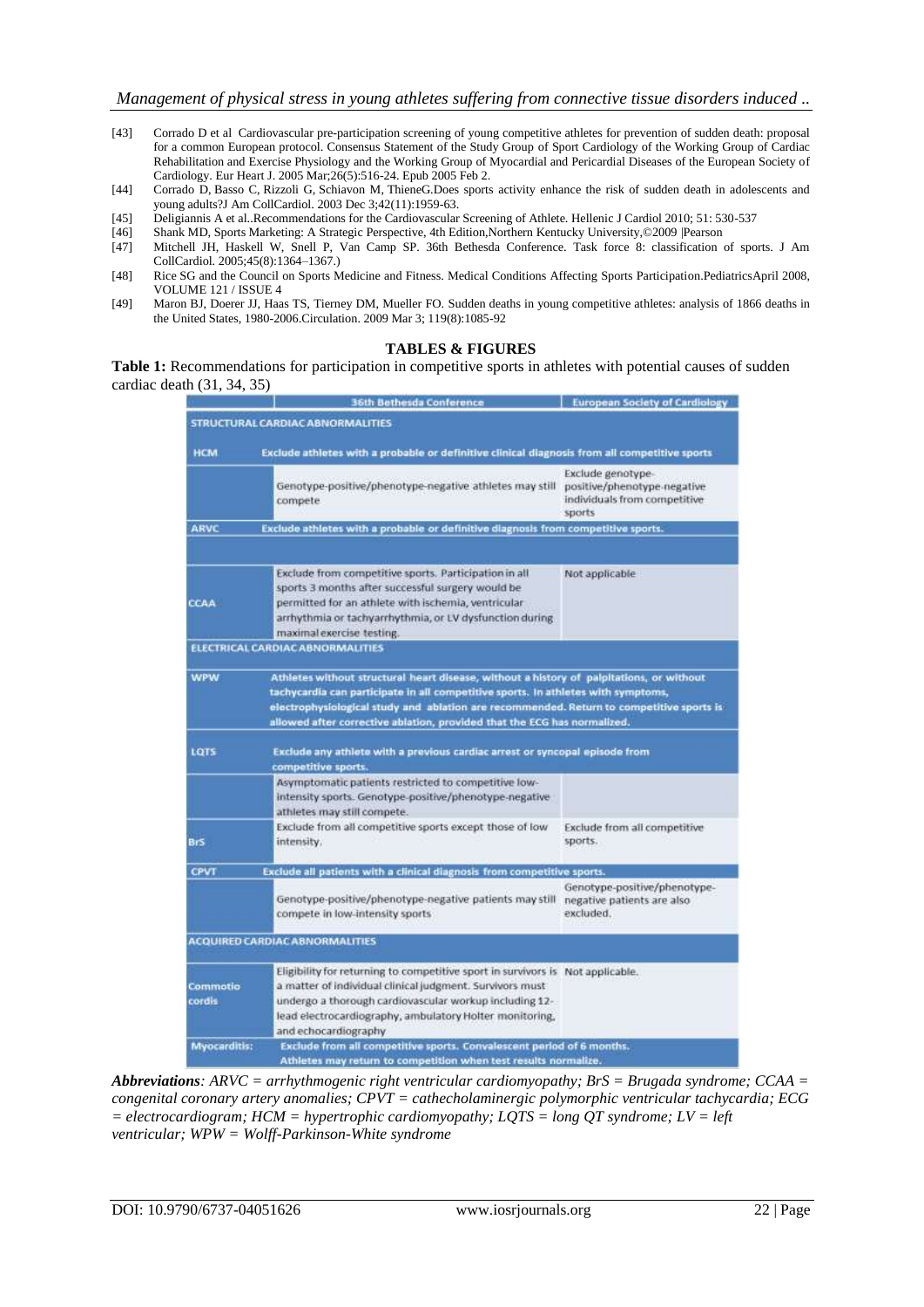[43] Corrado D et al Cardiovascular pre-participation screening of young competitive athletes for prevention of sudden death: proposal for a common European protocol. Consensus Statement of the Study Group of Sport Cardiology of the Working Group of Cardiac Rehabilitation and Exercise Physiology and the Working Group of Myocardial and Pericardial Diseases of the European Society of Cardiology. Eur Heart J. 2005 Mar;26(5):516-24. Epub 2005 Feb 2.

[44] Corrado D, Basso C, Rizzoli G, Schiavon M, ThieneG.Does sports activity enhance the risk of sudden death in adolescents and young adults?J Am CollCardiol. 2003 Dec 3;42(11):1959-63.

[45] Deligiannis A et al..Recommendations for the Cardiovascular Screening of Athlete. Hellenic J Cardiol 2010; 51: 530-537

[46] Shank MD, Sports Marketing: A Strategic Perspective, 4th Edition,Northern Kentucky University,©2009 |Pearson

[47] Mitchell JH, Haskell W, Snell P, Van Camp SP. 36th Bethesda Conference. Task force 8: classification of sports. J Am CollCardiol. 2005;45(8):1364–1367.)

[48] Rice SG and the Council on Sports Medicine and Fitness. Medical Conditions Affecting Sports Participation.PediatricsApril 2008, VOLUME 121 / ISSUE 4

[49] Maron BJ, Doerer JJ, Haas TS, Tierney DM, Mueller FO. Sudden deaths in young competitive athletes: analysis of 1866 deaths in the United States, 1980-2006.Circulation. 2009 Mar 3; 119(8):1085-92

## TABLES & FIGURES

**Table 1:** Recommendations for participation in competitive sports in athletes with potential causes of sudden cardiac death (31, 34, 35)

| | 36th Bethesda Conference | European Society of Cardiology |
|---|---|---|
| **STRUCTURAL CARDIAC ABNORMALITIES** | | |
| **HCM** | **Exclude athletes with a probable or definitive clinical diagnosis from all competitive sports** | |
| | Genotype-positive/phenotype-negative athletes may still compete | Exclude genotype-positive/phenotype-negative individuals from competitive sports |
| **ARVC** | **Exclude athletes with a probable or definitive diagnosis from competitive sports.** | |
| **CCAA** | Exclude from competitive sports. Participation in all sports 3 months after successful surgery would be permitted for an athlete with ischemia, ventricular arrhythmia or tachyarrhythmia, or LV dysfunction during maximal exercise testing. | Not applicable |
| **ELECTRICAL CARDIAC ABNORMALITIES** | | |
| **WPW** | **Athletes without structural heart disease, without a history of palpitations, or without tachycardia can participate in all competitive sports. In athletes with symptoms, electrophysiological study and ablation are recommended. Return to competitive sports is allowed after corrective ablation, provided that the ECG has normalized.** | |
| **LQTS** | **Exclude any athlete with a previous cardiac arrest or syncopal episode from competitive sports.** | |
| | Asymptomatic patients restricted to competitive low-intensity sports. Genotype-positive/phenotype-negative athletes may still compete. | |
| **BrS** | Exclude from all competitive sports except those of low intensity. | Exclude from all competitive sports. |
| **CPVT** | **Exclude all patients with a clinical diagnosis from competitive sports.** | |
| | Genotype-positive/phenotype-negative patients may still compete in low-intensity sports | Genotype-positive/phenotype-negative patients are also excluded. |
| **ACQUIRED CARDIAC ABNORMALITIES** | | |
| **Commotio cordis** | Eligibility for returning to competitive sport in survivors is a matter of individual clinical judgment. Survivors must undergo a thorough cardiovascular workup including 12-lead electrocardiography, ambulatory Holter monitoring, and echocardiography | Not applicable. |
| **Myocarditis:** | **Exclude from all competitive sports. Convalescent period of 6 months. Athletes may return to competition when test results normalize.** | |

***Abbreviations**: ARVC = arrhythmogenic right ventricular cardiomyopathy; BrS = Brugada syndrome; CCAA = congenital coronary artery anomalies; CPVT = cathecholaminergic polymorphic ventricular tachycardia; ECG = electrocardiogram; HCM = hypertrophic cardiomyopathy; LQTS = long QT syndrome; LV = left ventricular; WPW = Wolff-Parkinson-White syndrome*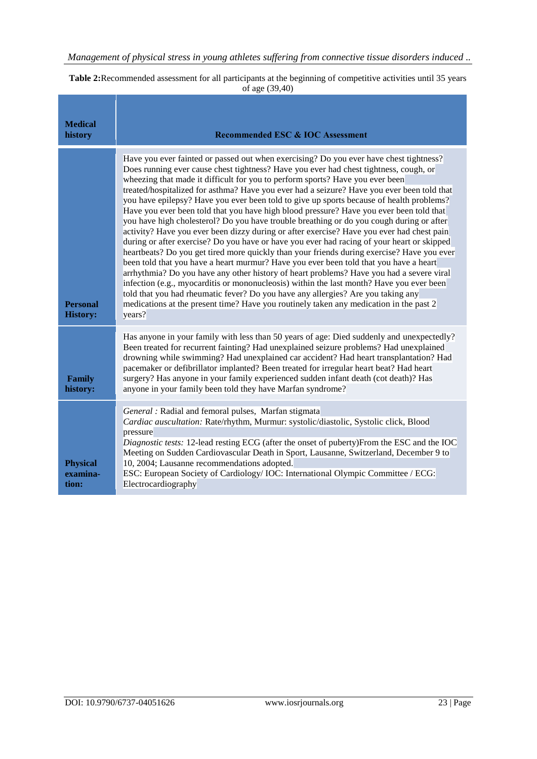**Table 2:** Recommended assessment for all participants at the beginning of competitive activities until 35 years of age (39,40)

| **Medical history** | **Recommended ESC & IOC Assessment** |
|---|---|
| **Personal History:** | Have you ever fainted or passed out when exercising? Do you ever have chest tightness? Does running ever cause chest tightness? Have you ever had chest tightness, cough, or wheezing that made it difficult for you to perform sports? Have you ever been treated/hospitalized for asthma? Have you ever had a seizure? Have you ever been told that you have epilepsy? Have you ever been told to give up sports because of health problems? Have you ever been told that you have high blood pressure? Have you ever been told that you have high cholesterol? Do you have trouble breathing or do you cough during or after activity? Have you ever been dizzy during or after exercise? Have you ever had chest pain during or after exercise? Do you have or have you ever had racing of your heart or skipped heartbeats? Do you get tired more quickly than your friends during exercise? Have you ever been told that you have a heart murmur? Have you ever been told that you have a heart arrhythmia? Do you have any other history of heart problems? Have you had a severe viral infection (e.g., myocarditis or mononucleosis) within the last month? Have you ever been told that you had rheumatic fever? Do you have any allergies? Are you taking any medications at the present time? Have you routinely taken any medication in the past 2 years? |
| **Family history:** | Has anyone in your family with less than 50 years of age: Died suddenly and unexpectedly? Been treated for recurrent fainting? Had unexplained seizure problems? Had unexplained drowning while swimming? Had unexplained car accident? Had heart transplantation? Had pacemaker or defibrillator implanted? Been treated for irregular heart beat? Had heart surgery? Has anyone in your family experienced sudden infant death (cot death)? Has anyone in your family been told they have Marfan syndrome? |
| **Physical examination:** | *General :* Radial and femoral pulses, Marfan stigmata<br>*Cardiac auscultation:* Rate/rhythm, Murmur: systolic/diastolic, Systolic click, Blood pressure<br>*Diagnostic tests:* 12-lead resting ECG (after the onset of puberty)From the ESC and the IOC Meeting on Sudden Cardiovascular Death in Sport, Lausanne, Switzerland, December 9 to 10, 2004; Lausanne recommendations adopted.<br>ESC: European Society of Cardiology/ IOC: International Olympic Committee / ECG: Electrocardiography |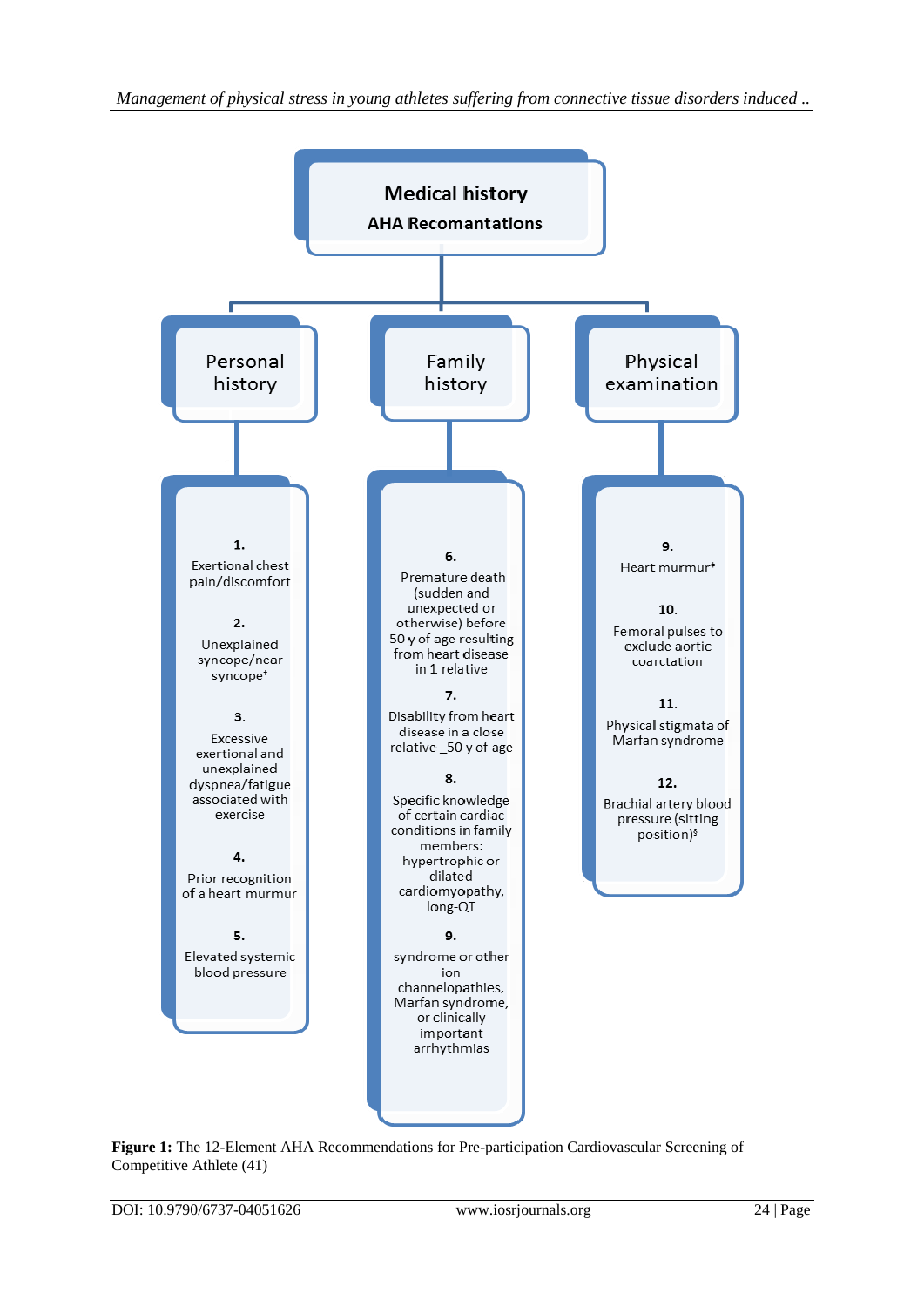Medical history
AHA Recomantations

Personal history

1.
Exertional chest pain/discomfort

2.
Unexplained syncope/near syncope†

3.
Excessive exertional and unexplained dyspnea/fatigue associated with exercise

4.
Prior recognition of a heart murmur

5.
Elevated systemic blood pressure

Family history

6.
Premature death (sudden and unexpected or otherwise) before 50 y of age resulting from heart disease in 1 relative

7.
Disability from heart disease in a close relative _50 y of age

8.
Specific knowledge of certain cardiac conditions in family members: hypertrophic or dilated cardiomyopathy, long-QT

9.
syndrome or other ion channelopathies, Marfan syndrome, or clinically important arrhythmias

Physical examination

9.
Heart murmur‡

10.
Femoral pulses to exclude aortic coarctation

11.
Physical stigmata of Marfan syndrome

12.
Brachial artery blood pressure (sitting position)§

**Figure 1:** The 12-Element AHA Recommendations for Pre-participation Cardiovascular Screening of Competitive Athlete (41)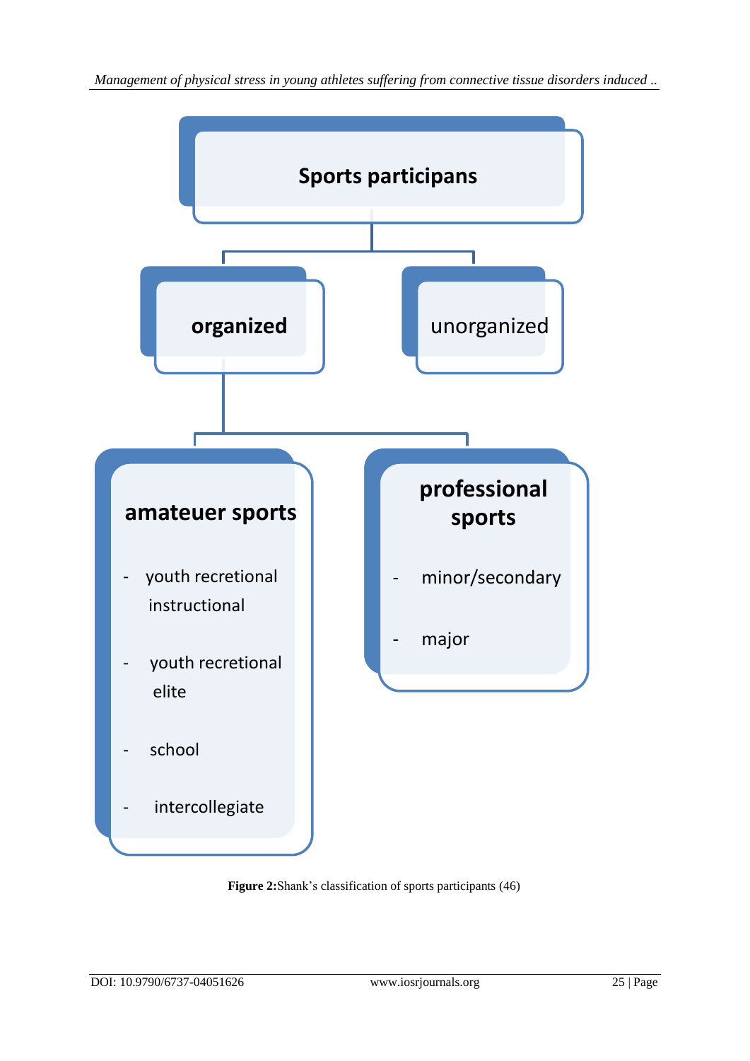Sports participans

organized

unorganized

amateuer sports

- youth recretional instructional
- youth recretional elite
- school
- intercollegiate

professional sports

- minor/secondary
- major

**Figure 2:**Shank's classification of sports participants (46)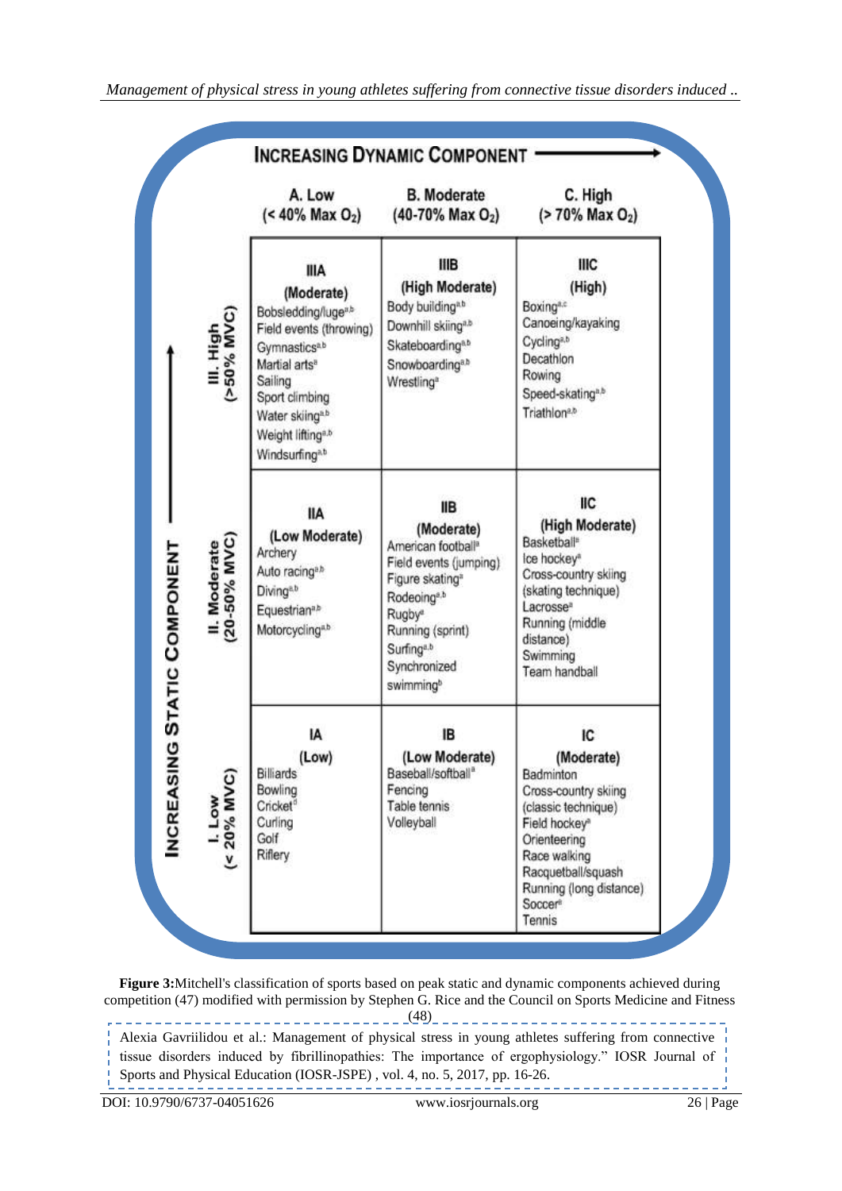INCREASING DYNAMIC COMPONENT →

INCREASING STATIC COMPONENT →

| | A. Low (< 40% Max $O_2$) | B. Moderate (40-70% Max $O_2$) | C. High (> 70% Max $O_2$) |
|---|---|---|---|
| III. High (>50% MVC) | **IIIA (Moderate)** Bobsledding/luge[a,b] Field events (throwing) Gymnastics[a,b] Martial arts[a] Sailing Sport climbing Water skiing[a,b] Weight lifting[a,b] Windsurfing[a,b] | **IIIB (High Moderate)** Body building[a,b] Downhill skiing[a,b] Skateboarding[a,b] Snowboarding[a,b] Wrestling[a] | **IIIC (High)** Boxing[a,c] Canoeing/kayaking Cycling[a,b] Decathlon Rowing Speed-skating[a,b] Triathlon[a,b] |
| II. Moderate (20-50% MVC) | **IIA (Low Moderate)** Archery Auto racing[a,b] Diving[a,b] Equestrian[a,b] Motorcycling[a,b] | **IIB (Moderate)** American football[a] Field events (jumping) Figure skating[a] Rodeoing[a,b] Rugby[a] Running (sprint) Surfing[a,b] Synchronized swimming[b] | **IIC (High Moderate)** Basketball[a] Ice hockey[a] Cross-country skiing (skating technique) Lacrosse[a] Running (middle distance) Swimming Team handball |
| I. Low (< 20% MVC) | **IA (Low)** Billiards Bowling Cricket[d] Curling Golf Riflery | **IB (Low Moderate)** Baseball/softball[a] Fencing Table tennis Volleyball | **IC (Moderate)** Badminton Cross-country skiing (classic technique) Field hockey[a] Orienteering Race walking Racquetball/squash Running (long distance) Soccer[a] Tennis |

**Figure 3:** Mitchell's classification of sports based on peak static and dynamic components achieved during competition (47) modified with permission by Stephen G. Rice and the Council on Sports Medicine and Fitness (48)